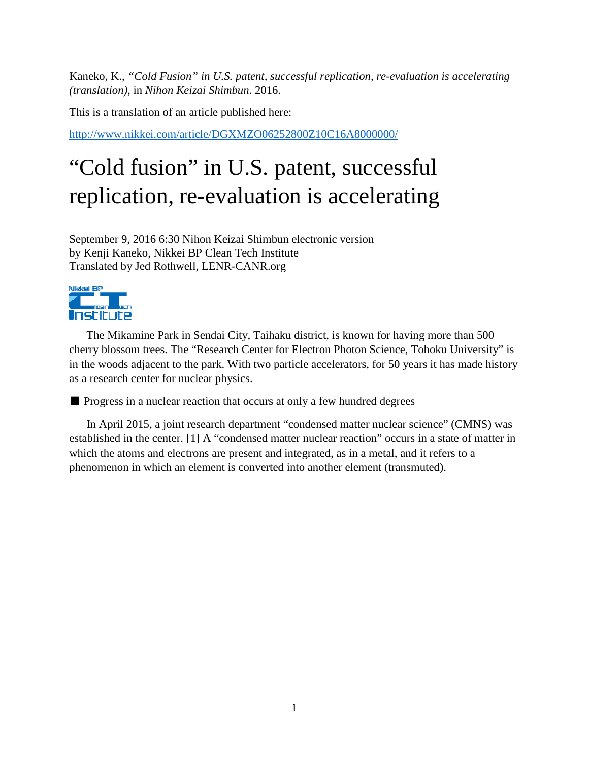Kaneko, K., *"Cold Fusion" in U.S. patent, successful replication, re-evaluation is accelerating (translation)*, in *Nihon Keizai Shimbun*. 2016.

This is a translation of an article published here:

http://www.nikkei.com/article/DGXMZO06252800Z10C16A8000000/

# "Cold fusion" in U.S. patent, successful replication, re-evaluation is accelerating

September 9, 2016 6:30 Nihon Keizai Shimbun electronic version
by Kenji Kaneko, Nikkei BP Clean Tech Institute
Translated by Jed Rothwell, LENR-CANR.org

Nikkei BP Clean Tech Institute

The Mikamine Park in Sendai City, Taihaku district, is known for having more than 500 cherry blossom trees. The "Research Center for Electron Photon Science, Tohoku University" is in the woods adjacent to the park. With two particle accelerators, for 50 years it has made history as a research center for nuclear physics.

■ Progress in a nuclear reaction that occurs at only a few hundred degrees

In April 2015, a joint research department "condensed matter nuclear science" (CMNS) was established in the center. [1] A "condensed matter nuclear reaction" occurs in a state of matter in which the atoms and electrons are present and integrated, as in a metal, and it refers to a phenomenon in which an element is converted into another element (transmuted).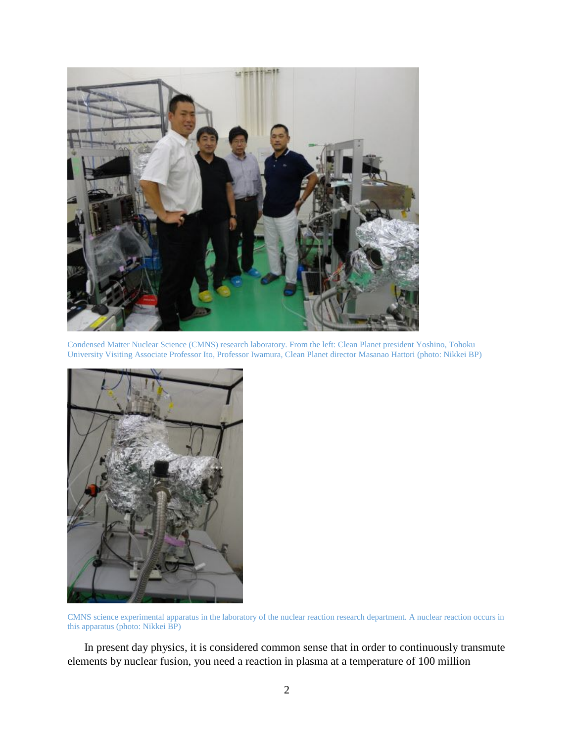Condensed Matter Nuclear Science (CMNS) research laboratory. From the left: Clean Planet president Yoshino, Tohoku University Visiting Associate Professor Ito, Professor Iwamura, Clean Planet director Masanao Hattori (photo: Nikkei BP)

CMNS science experimental apparatus in the laboratory of the nuclear reaction research department. A nuclear reaction occurs in this apparatus (photo: Nikkei BP)

In present day physics, it is considered common sense that in order to continuously transmute elements by nuclear fusion, you need a reaction in plasma at a temperature of 100 million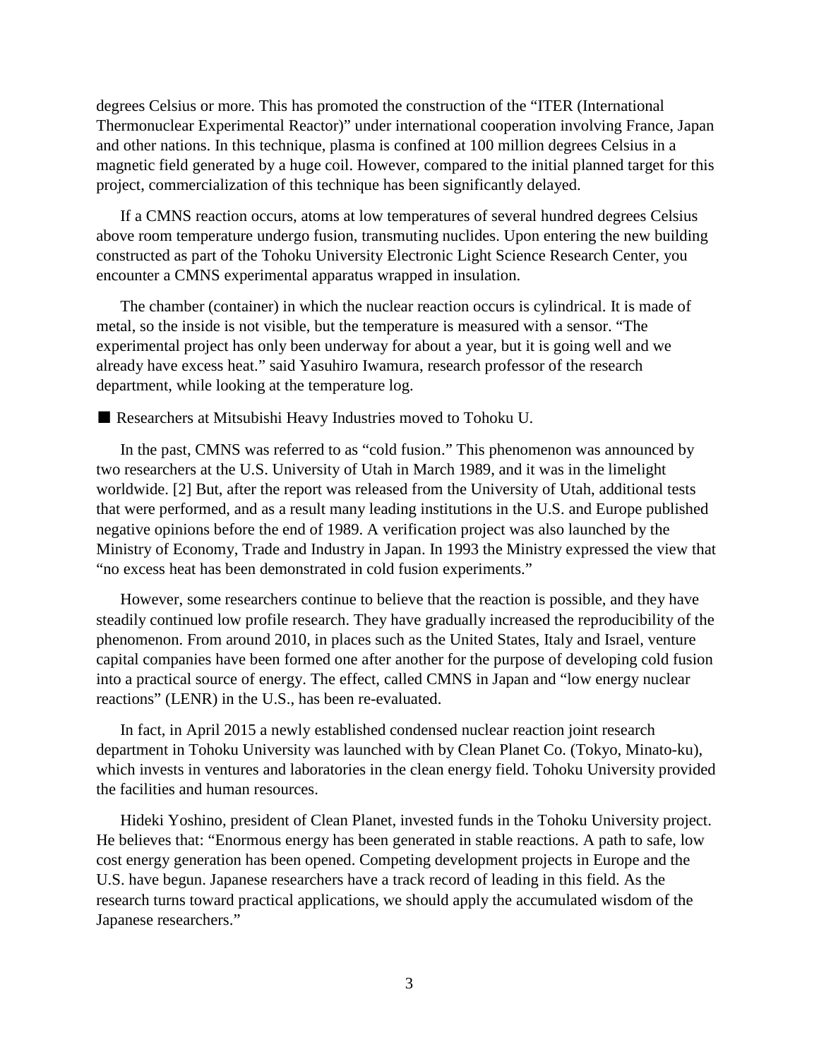degrees Celsius or more. This has promoted the construction of the "ITER (International Thermonuclear Experimental Reactor)" under international cooperation involving France, Japan and other nations. In this technique, plasma is confined at 100 million degrees Celsius in a magnetic field generated by a huge coil. However, compared to the initial planned target for this project, commercialization of this technique has been significantly delayed.

If a CMNS reaction occurs, atoms at low temperatures of several hundred degrees Celsius above room temperature undergo fusion, transmuting nuclides. Upon entering the new building constructed as part of the Tohoku University Electronic Light Science Research Center, you encounter a CMNS experimental apparatus wrapped in insulation.

The chamber (container) in which the nuclear reaction occurs is cylindrical. It is made of metal, so the inside is not visible, but the temperature is measured with a sensor. "The experimental project has only been underway for about a year, but it is going well and we already have excess heat." said Yasuhiro Iwamura, research professor of the research department, while looking at the temperature log.

■ Researchers at Mitsubishi Heavy Industries moved to Tohoku U.

In the past, CMNS was referred to as "cold fusion." This phenomenon was announced by two researchers at the U.S. University of Utah in March 1989, and it was in the limelight worldwide. [2] But, after the report was released from the University of Utah, additional tests that were performed, and as a result many leading institutions in the U.S. and Europe published negative opinions before the end of 1989. A verification project was also launched by the Ministry of Economy, Trade and Industry in Japan. In 1993 the Ministry expressed the view that "no excess heat has been demonstrated in cold fusion experiments."

However, some researchers continue to believe that the reaction is possible, and they have steadily continued low profile research. They have gradually increased the reproducibility of the phenomenon. From around 2010, in places such as the United States, Italy and Israel, venture capital companies have been formed one after another for the purpose of developing cold fusion into a practical source of energy. The effect, called CMNS in Japan and "low energy nuclear reactions" (LENR) in the U.S., has been re-evaluated.

In fact, in April 2015 a newly established condensed nuclear reaction joint research department in Tohoku University was launched with by Clean Planet Co. (Tokyo, Minato-ku), which invests in ventures and laboratories in the clean energy field. Tohoku University provided the facilities and human resources.

Hideki Yoshino, president of Clean Planet, invested funds in the Tohoku University project. He believes that: "Enormous energy has been generated in stable reactions. A path to safe, low cost energy generation has been opened. Competing development projects in Europe and the U.S. have begun. Japanese researchers have a track record of leading in this field. As the research turns toward practical applications, we should apply the accumulated wisdom of the Japanese researchers."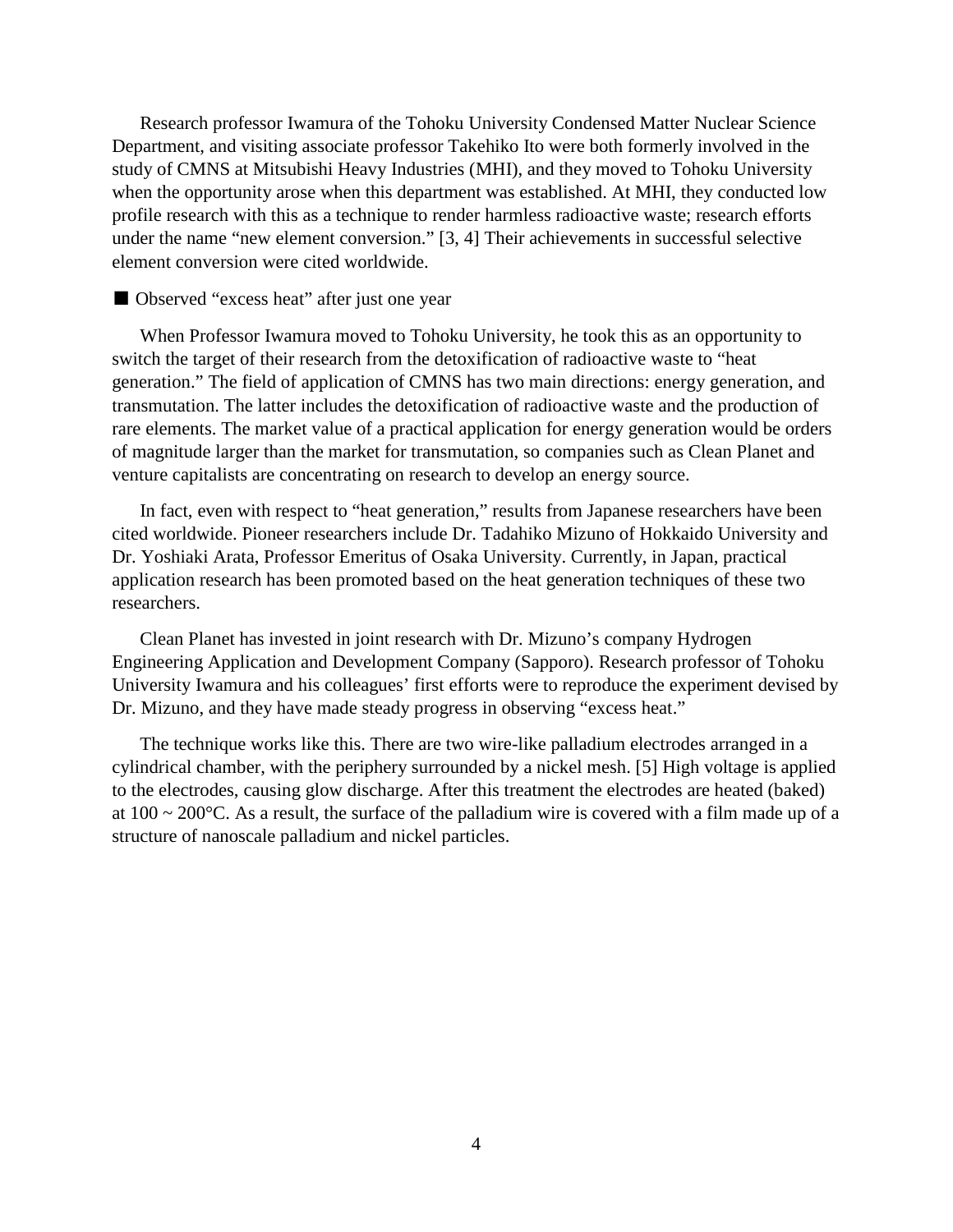Research professor Iwamura of the Tohoku University Condensed Matter Nuclear Science Department, and visiting associate professor Takehiko Ito were both formerly involved in the study of CMNS at Mitsubishi Heavy Industries (MHI), and they moved to Tohoku University when the opportunity arose when this department was established. At MHI, they conducted low profile research with this as a technique to render harmless radioactive waste; research efforts under the name "new element conversion." [3, 4] Their achievements in successful selective element conversion were cited worldwide.

■ Observed "excess heat" after just one year

When Professor Iwamura moved to Tohoku University, he took this as an opportunity to switch the target of their research from the detoxification of radioactive waste to "heat generation." The field of application of CMNS has two main directions: energy generation, and transmutation. The latter includes the detoxification of radioactive waste and the production of rare elements. The market value of a practical application for energy generation would be orders of magnitude larger than the market for transmutation, so companies such as Clean Planet and venture capitalists are concentrating on research to develop an energy source.

In fact, even with respect to "heat generation," results from Japanese researchers have been cited worldwide. Pioneer researchers include Dr. Tadahiko Mizuno of Hokkaido University and Dr. Yoshiaki Arata, Professor Emeritus of Osaka University. Currently, in Japan, practical application research has been promoted based on the heat generation techniques of these two researchers.

Clean Planet has invested in joint research with Dr. Mizuno's company Hydrogen Engineering Application and Development Company (Sapporo). Research professor of Tohoku University Iwamura and his colleagues' first efforts were to reproduce the experiment devised by Dr. Mizuno, and they have made steady progress in observing "excess heat."

The technique works like this. There are two wire-like palladium electrodes arranged in a cylindrical chamber, with the periphery surrounded by a nickel mesh. [5] High voltage is applied to the electrodes, causing glow discharge. After this treatment the electrodes are heated (baked) at 100 ~ 200°C. As a result, the surface of the palladium wire is covered with a film made up of a structure of nanoscale palladium and nickel particles.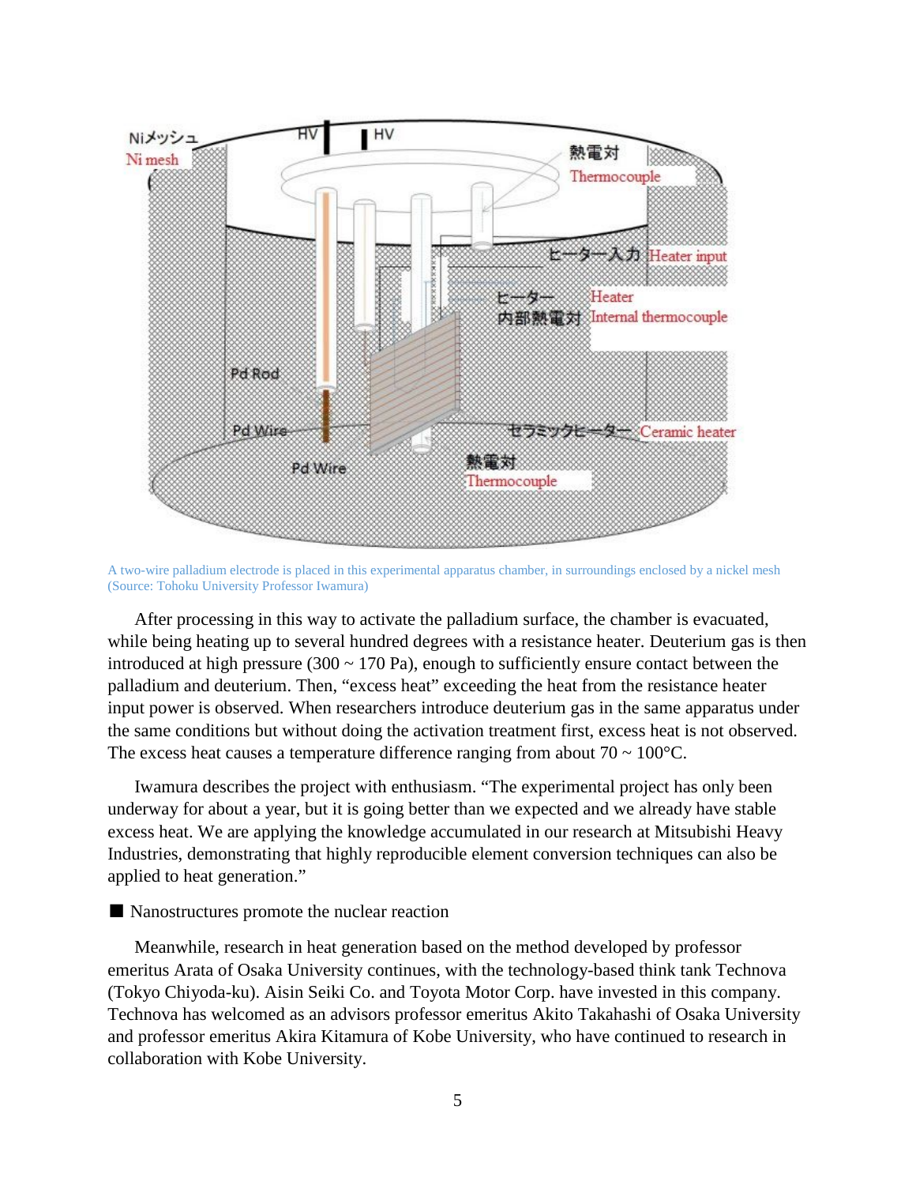A two-wire palladium electrode is placed in this experimental apparatus chamber, in surroundings enclosed by a nickel mesh (Source: Tohoku University Professor Iwamura)

After processing in this way to activate the palladium surface, the chamber is evacuated, while being heating up to several hundred degrees with a resistance heater. Deuterium gas is then introduced at high pressure (300 ~ 170 Pa), enough to sufficiently ensure contact between the palladium and deuterium. Then, "excess heat" exceeding the heat from the resistance heater input power is observed. When researchers introduce deuterium gas in the same apparatus under the same conditions but without doing the activation treatment first, excess heat is not observed. The excess heat causes a temperature difference ranging from about 70 ~ 100°C.

Iwamura describes the project with enthusiasm. "The experimental project has only been underway for about a year, but it is going better than we expected and we already have stable excess heat. We are applying the knowledge accumulated in our research at Mitsubishi Heavy Industries, demonstrating that highly reproducible element conversion techniques can also be applied to heat generation."

■ Nanostructures promote the nuclear reaction

Meanwhile, research in heat generation based on the method developed by professor emeritus Arata of Osaka University continues, with the technology-based think tank Technova (Tokyo Chiyoda-ku). Aisin Seiki Co. and Toyota Motor Corp. have invested in this company. Technova has welcomed as an advisors professor emeritus Akito Takahashi of Osaka University and professor emeritus Akira Kitamura of Kobe University, who have continued to research in collaboration with Kobe University.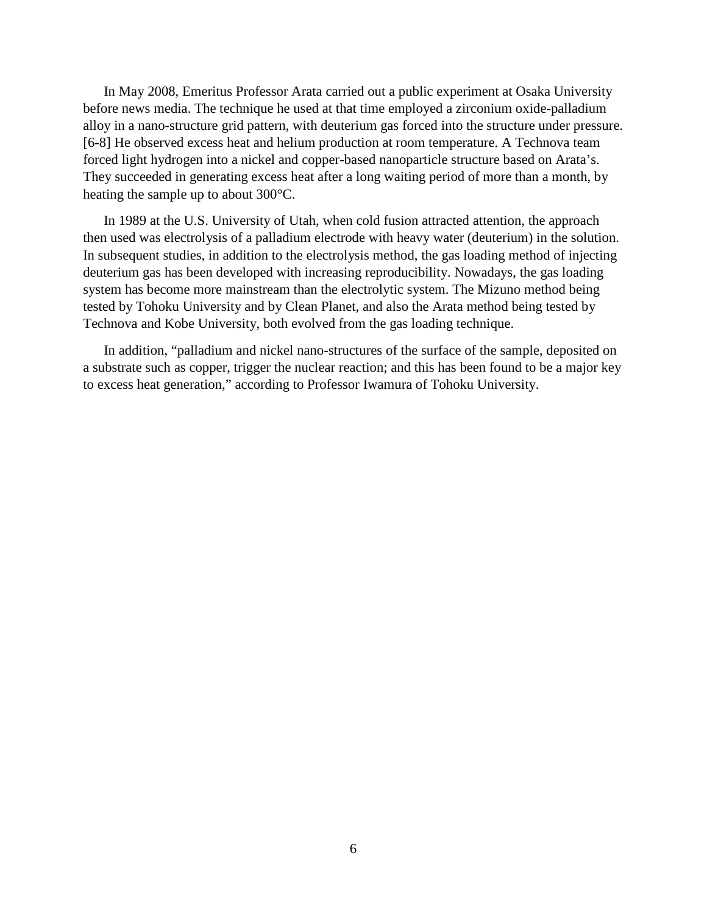In May 2008, Emeritus Professor Arata carried out a public experiment at Osaka University before news media. The technique he used at that time employed a zirconium oxide-palladium alloy in a nano-structure grid pattern, with deuterium gas forced into the structure under pressure. [6-8] He observed excess heat and helium production at room temperature. A Technova team forced light hydrogen into a nickel and copper-based nanoparticle structure based on Arata's. They succeeded in generating excess heat after a long waiting period of more than a month, by heating the sample up to about 300°C.

In 1989 at the U.S. University of Utah, when cold fusion attracted attention, the approach then used was electrolysis of a palladium electrode with heavy water (deuterium) in the solution. In subsequent studies, in addition to the electrolysis method, the gas loading method of injecting deuterium gas has been developed with increasing reproducibility. Nowadays, the gas loading system has become more mainstream than the electrolytic system. The Mizuno method being tested by Tohoku University and by Clean Planet, and also the Arata method being tested by Technova and Kobe University, both evolved from the gas loading technique.

In addition, "palladium and nickel nano-structures of the surface of the sample, deposited on a substrate such as copper, trigger the nuclear reaction; and this has been found to be a major key to excess heat generation," according to Professor Iwamura of Tohoku University.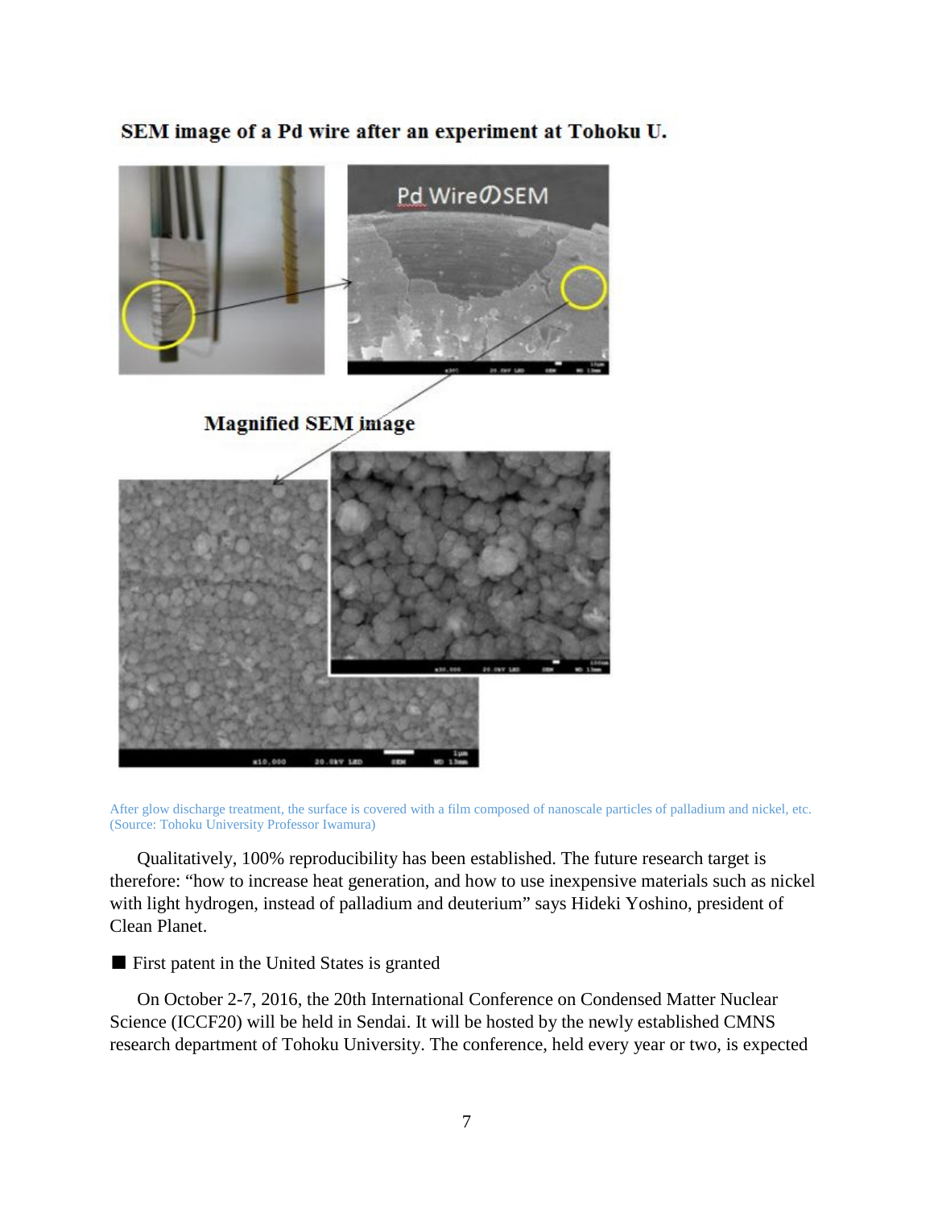SEM image of a Pd wire after an experiment at Tohoku U.

Magnified SEM image

After glow discharge treatment, the surface is covered with a film composed of nanoscale particles of palladium and nickel, etc. (Source: Tohoku University Professor Iwamura)

Qualitatively, 100% reproducibility has been established. The future research target is therefore: "how to increase heat generation, and how to use inexpensive materials such as nickel with light hydrogen, instead of palladium and deuterium" says Hideki Yoshino, president of Clean Planet.

■ First patent in the United States is granted

On October 2-7, 2016, the 20th International Conference on Condensed Matter Nuclear Science (ICCF20) will be held in Sendai. It will be hosted by the newly established CMNS research department of Tohoku University. The conference, held every year or two, is expected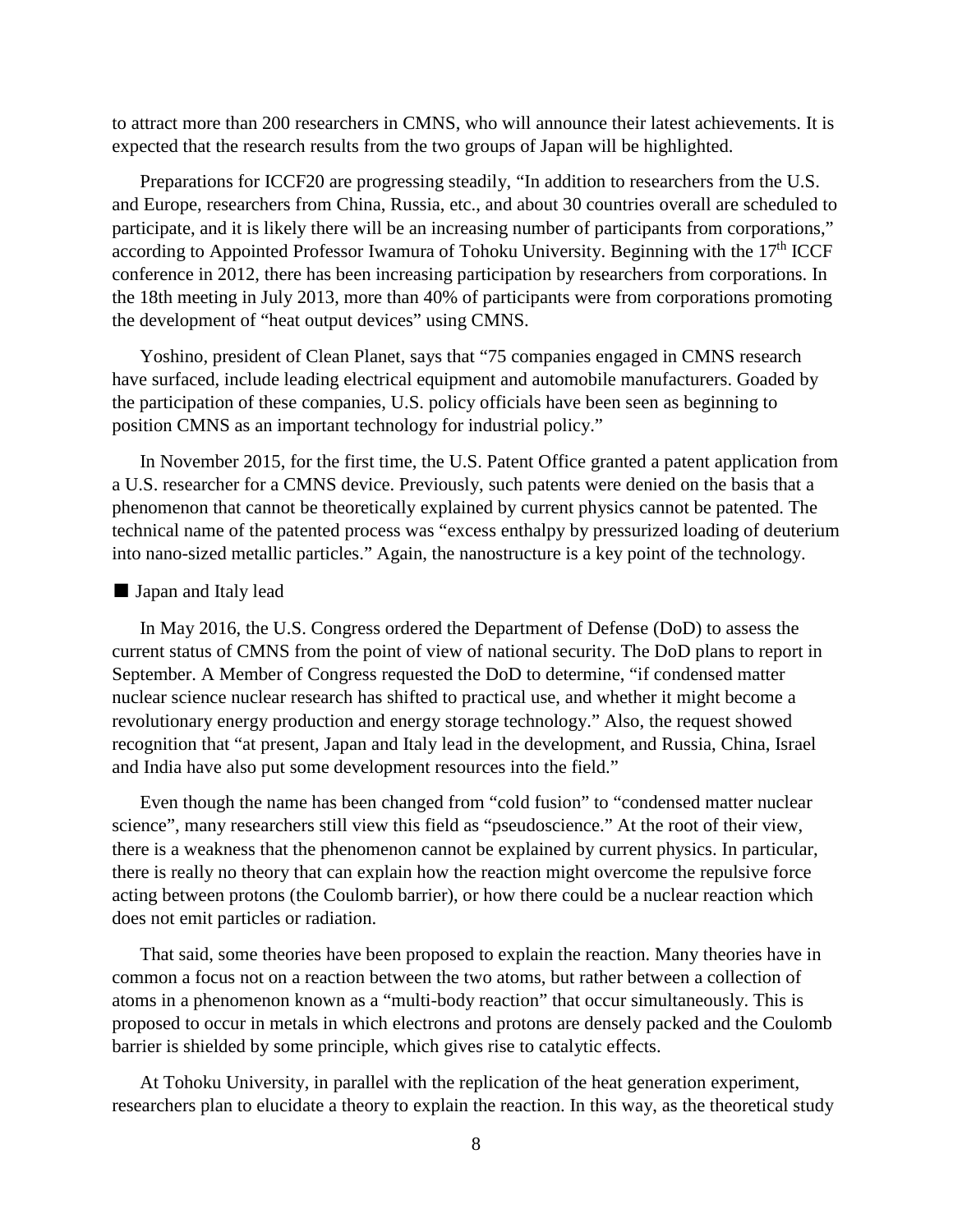to attract more than 200 researchers in CMNS, who will announce their latest achievements. It is expected that the research results from the two groups of Japan will be highlighted.

Preparations for ICCF20 are progressing steadily, "In addition to researchers from the U.S. and Europe, researchers from China, Russia, etc., and about 30 countries overall are scheduled to participate, and it is likely there will be an increasing number of participants from corporations," according to Appointed Professor Iwamura of Tohoku University. Beginning with the $17^{th}$ ICCF conference in 2012, there has been increasing participation by researchers from corporations. In the 18th meeting in July 2013, more than 40% of participants were from corporations promoting the development of "heat output devices" using CMNS.

Yoshino, president of Clean Planet, says that "75 companies engaged in CMNS research have surfaced, include leading electrical equipment and automobile manufacturers. Goaded by the participation of these companies, U.S. policy officials have been seen as beginning to position CMNS as an important technology for industrial policy."

In November 2015, for the first time, the U.S. Patent Office granted a patent application from a U.S. researcher for a CMNS device. Previously, such patents were denied on the basis that a phenomenon that cannot be theoretically explained by current physics cannot be patented. The technical name of the patented process was "excess enthalpy by pressurized loading of deuterium into nano-sized metallic particles." Again, the nanostructure is a key point of the technology.

■ Japan and Italy lead

In May 2016, the U.S. Congress ordered the Department of Defense (DoD) to assess the current status of CMNS from the point of view of national security. The DoD plans to report in September. A Member of Congress requested the DoD to determine, "if condensed matter nuclear science nuclear research has shifted to practical use, and whether it might become a revolutionary energy production and energy storage technology." Also, the request showed recognition that "at present, Japan and Italy lead in the development, and Russia, China, Israel and India have also put some development resources into the field."

Even though the name has been changed from "cold fusion" to "condensed matter nuclear science", many researchers still view this field as "pseudoscience." At the root of their view, there is a weakness that the phenomenon cannot be explained by current physics. In particular, there is really no theory that can explain how the reaction might overcome the repulsive force acting between protons (the Coulomb barrier), or how there could be a nuclear reaction which does not emit particles or radiation.

That said, some theories have been proposed to explain the reaction. Many theories have in common a focus not on a reaction between the two atoms, but rather between a collection of atoms in a phenomenon known as a "multi-body reaction" that occur simultaneously. This is proposed to occur in metals in which electrons and protons are densely packed and the Coulomb barrier is shielded by some principle, which gives rise to catalytic effects.

At Tohoku University, in parallel with the replication of the heat generation experiment, researchers plan to elucidate a theory to explain the reaction. In this way, as the theoretical study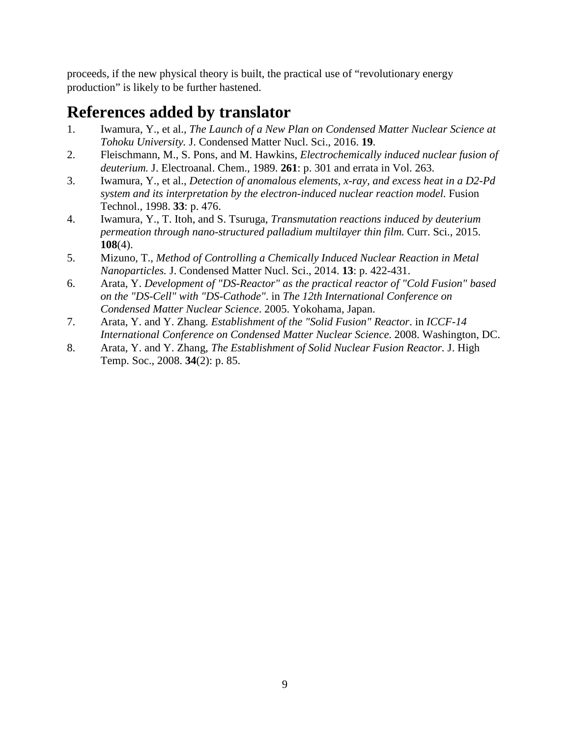proceeds, if the new physical theory is built, the practical use of "revolutionary energy production" is likely to be further hastened.

# References added by translator

1. Iwamura, Y., et al., *The Launch of a New Plan on Condensed Matter Nuclear Science at Tohoku University.* J. Condensed Matter Nucl. Sci., 2016. **19**.
2. Fleischmann, M., S. Pons, and M. Hawkins, *Electrochemically induced nuclear fusion of deuterium.* J. Electroanal. Chem., 1989. **261**: p. 301 and errata in Vol. 263.
3. Iwamura, Y., et al., *Detection of anomalous elements, x-ray, and excess heat in a D2-Pd system and its interpretation by the electron-induced nuclear reaction model.* Fusion Technol., 1998. **33**: p. 476.
4. Iwamura, Y., T. Itoh, and S. Tsuruga, *Transmutation reactions induced by deuterium permeation through nano-structured palladium multilayer thin film.* Curr. Sci., 2015. **108**(4).
5. Mizuno, T., *Method of Controlling a Chemically Induced Nuclear Reaction in Metal Nanoparticles.* J. Condensed Matter Nucl. Sci., 2014. **13**: p. 422-431.
6. Arata, Y. *Development of "DS-Reactor" as the practical reactor of "Cold Fusion" based on the "DS-Cell" with "DS-Cathode"*. in *The 12th International Conference on Condensed Matter Nuclear Science*. 2005. Yokohama, Japan.
7. Arata, Y. and Y. Zhang. *Establishment of the "Solid Fusion" Reactor*. in *ICCF-14 International Conference on Condensed Matter Nuclear Science*. 2008. Washington, DC.
8. Arata, Y. and Y. Zhang, *The Establishment of Solid Nuclear Fusion Reactor.* J. High Temp. Soc., 2008. **34**(2): p. 85.